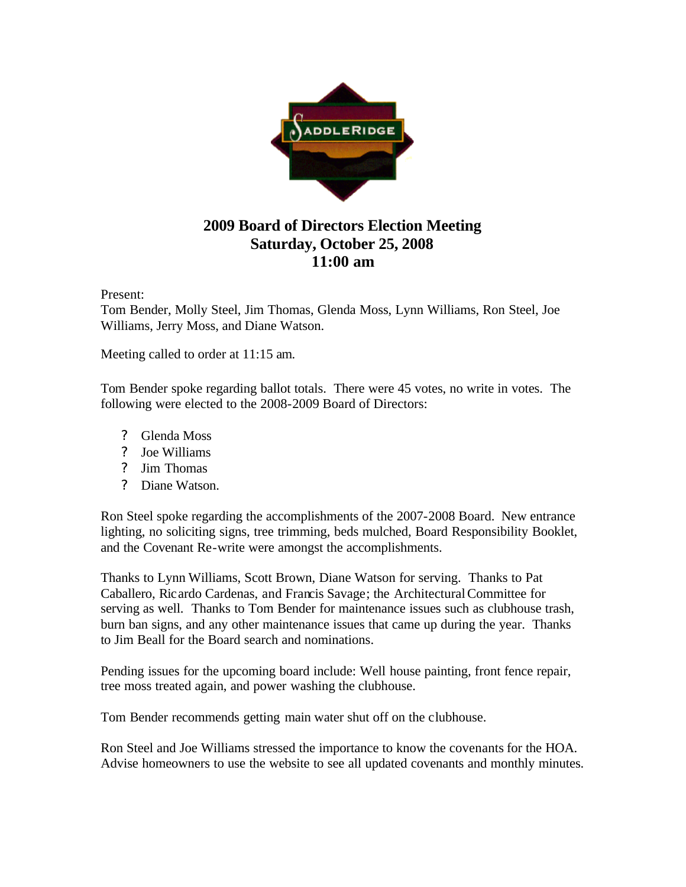# 2009 Board of Directors Election Meeting
## Saturday, October 25, 2008
## 11:00 am

Present:
Tom Bender, Molly Steel, Jim Thomas, Glenda Moss, Lynn Williams, Ron Steel, Joe Williams, Jerry Moss, and Diane Watson.

Meeting called to order at 11:15 am.

Tom Bender spoke regarding ballot totals. There were 45 votes, no write in votes. The following were elected to the 2008-2009 Board of Directors:

- Glenda Moss
- Joe Williams
- Jim Thomas
- Diane Watson.

Ron Steel spoke regarding the accomplishments of the 2007-2008 Board. New entrance lighting, no soliciting signs, tree trimming, beds mulched, Board Responsibility Booklet, and the Covenant Re-write were amongst the accomplishments.

Thanks to Lynn Williams, Scott Brown, Diane Watson for serving. Thanks to Pat Caballero, Ricardo Cardenas, and Francis Savage; the Architectural Committee for serving as well. Thanks to Tom Bender for maintenance issues such as clubhouse trash, burn ban signs, and any other maintenance issues that came up during the year. Thanks to Jim Beall for the Board search and nominations.

Pending issues for the upcoming board include: Well house painting, front fence repair, tree moss treated again, and power washing the clubhouse.

Tom Bender recommends getting main water shut off on the clubhouse.

Ron Steel and Joe Williams stressed the importance to know the covenants for the HOA. Advise homeowners to use the website to see all updated covenants and monthly minutes.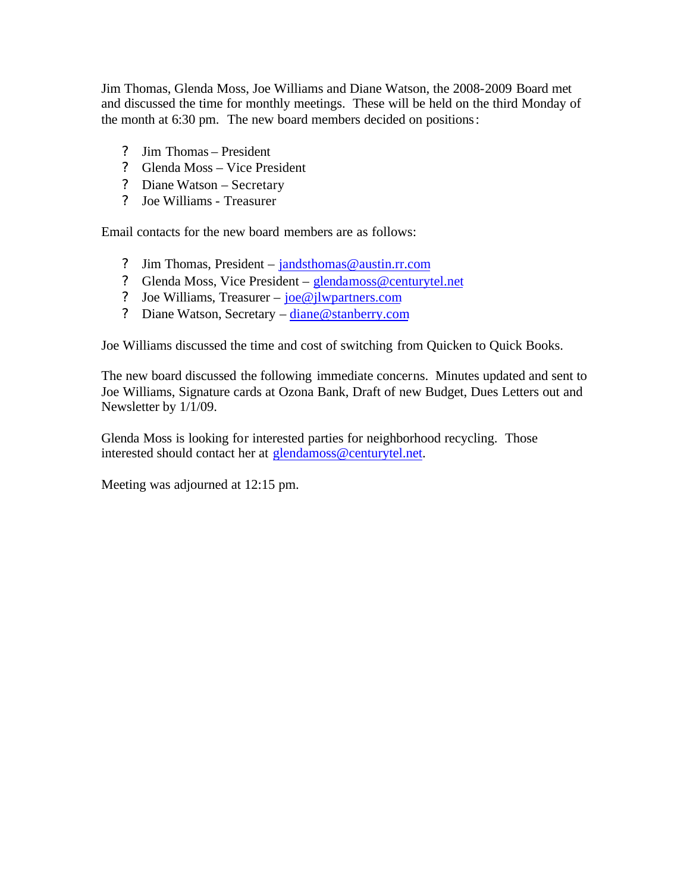Jim Thomas, Glenda Moss, Joe Williams and Diane Watson, the 2008-2009 Board met and discussed the time for monthly meetings. These will be held on the third Monday of the month at 6:30 pm. The new board members decided on positions:

- Jim Thomas – President
- Glenda Moss – Vice President
- Diane Watson – Secretary
- Joe Williams - Treasurer

Email contacts for the new board members are as follows:

- Jim Thomas, President – jandsthomas@austin.rr.com
- Glenda Moss, Vice President – glendamoss@centurytel.net
- Joe Williams, Treasurer – joe@jlwpartners.com
- Diane Watson, Secretary – diane@stanberry.com

Joe Williams discussed the time and cost of switching from Quicken to Quick Books.

The new board discussed the following immediate concerns. Minutes updated and sent to Joe Williams, Signature cards at Ozona Bank, Draft of new Budget, Dues Letters out and Newsletter by 1/1/09.

Glenda Moss is looking for interested parties for neighborhood recycling. Those interested should contact her at glendamoss@centurytel.net.

Meeting was adjourned at 12:15 pm.